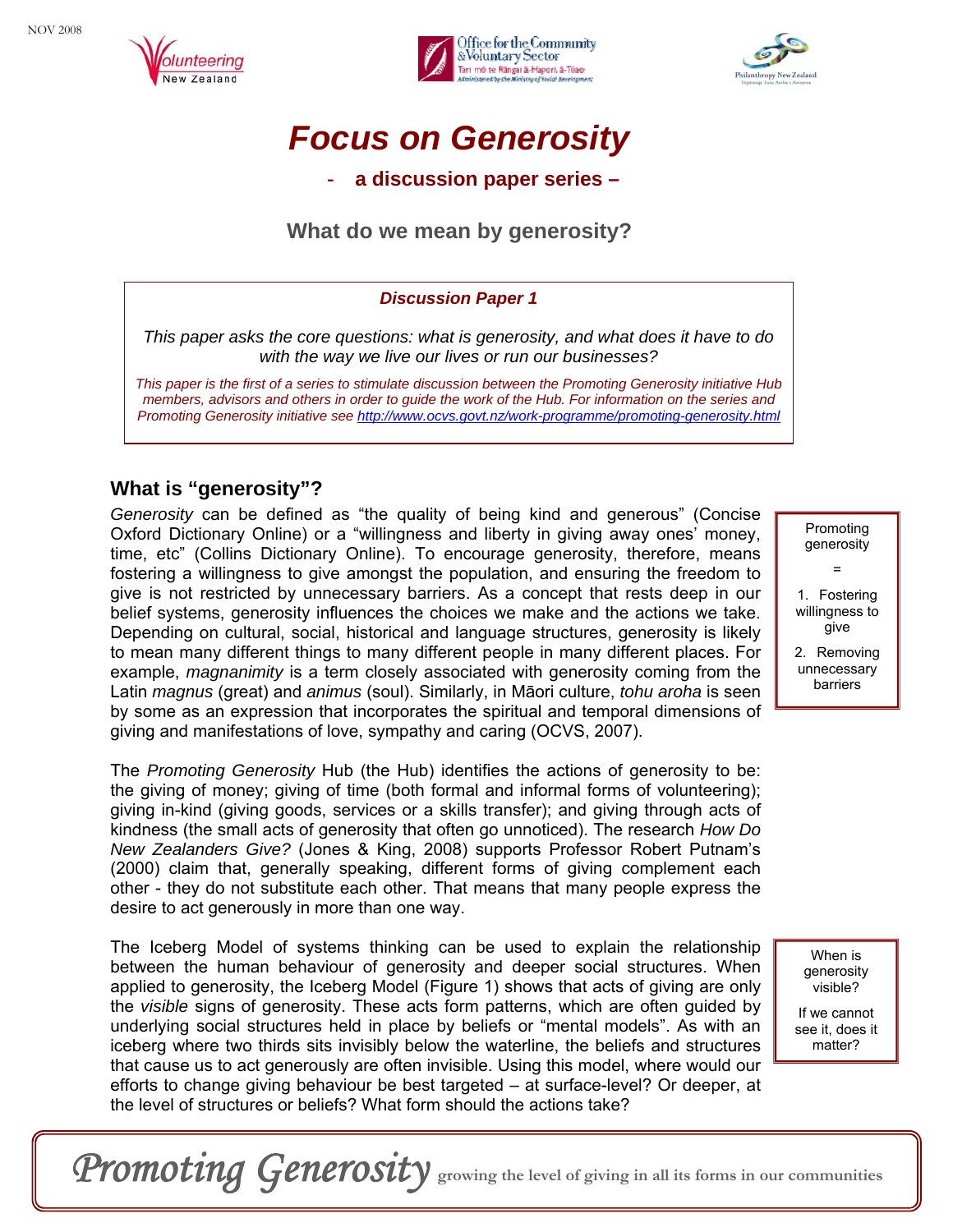NOV 2008

# Focus on Generosity

**- a discussion paper series –**

## What do we mean by generosity?

***Discussion Paper 1***

*This paper asks the core questions: what is generosity, and what does it have to do with the way we live our lives or run our businesses?*

*This paper is the first of a series to stimulate discussion between the Promoting Generosity initiative Hub members, advisors and others in order to guide the work of the Hub. For information on the series and Promoting Generosity initiative see http://www.ocvs.govt.nz/work-programme/promoting-generosity.html*

## What is "generosity"?

*Generosity* can be defined as "the quality of being kind and generous" (Concise Oxford Dictionary Online) or a "willingness and liberty in giving away ones' money, time, etc" (Collins Dictionary Online). To encourage generosity, therefore, means fostering a willingness to give amongst the population, and ensuring the freedom to give is not restricted by unnecessary barriers. As a concept that rests deep in our belief systems, generosity influences the choices we make and the actions we take. Depending on cultural, social, historical and language structures, generosity is likely to mean many different things to many different people in many different places. For example, *magnanimity* is a term closely associated with generosity coming from the Latin *magnus* (great) and *animus* (soul). Similarly, in Māori culture, *tohu aroha* is seen by some as an expression that incorporates the spiritual and temporal dimensions of giving and manifestations of love, sympathy and caring (OCVS, 2007).

> Promoting generosity
>
> =
>
> 1. Fostering willingness to give
> 2. Removing unnecessary barriers

The *Promoting Generosity* Hub (the Hub) identifies the actions of generosity to be: the giving of money; giving of time (both formal and informal forms of volunteering); giving in-kind (giving goods, services or a skills transfer); and giving through acts of kindness (the small acts of generosity that often go unnoticed). The research *How Do New Zealanders Give?* (Jones & King, 2008) supports Professor Robert Putnam's (2000) claim that, generally speaking, different forms of giving complement each other - they do not substitute each other. That means that many people express the desire to act generously in more than one way.

The Iceberg Model of systems thinking can be used to explain the relationship between the human behaviour of generosity and deeper social structures. When applied to generosity, the Iceberg Model (Figure 1) shows that acts of giving are only the *visible* signs of generosity. These acts form patterns, which are often guided by underlying social structures held in place by beliefs or "mental models". As with an iceberg where two thirds sits invisibly below the waterline, the beliefs and structures that cause us to act generously are often invisible. Using this model, where would our efforts to change giving behaviour be best targeted – at surface-level? Or deeper, at the level of structures or beliefs? What form should the actions take?

> When is generosity visible?
>
> If we cannot see it, does it matter?

*Promoting Generosity* growing the level of giving in all its forms in our communities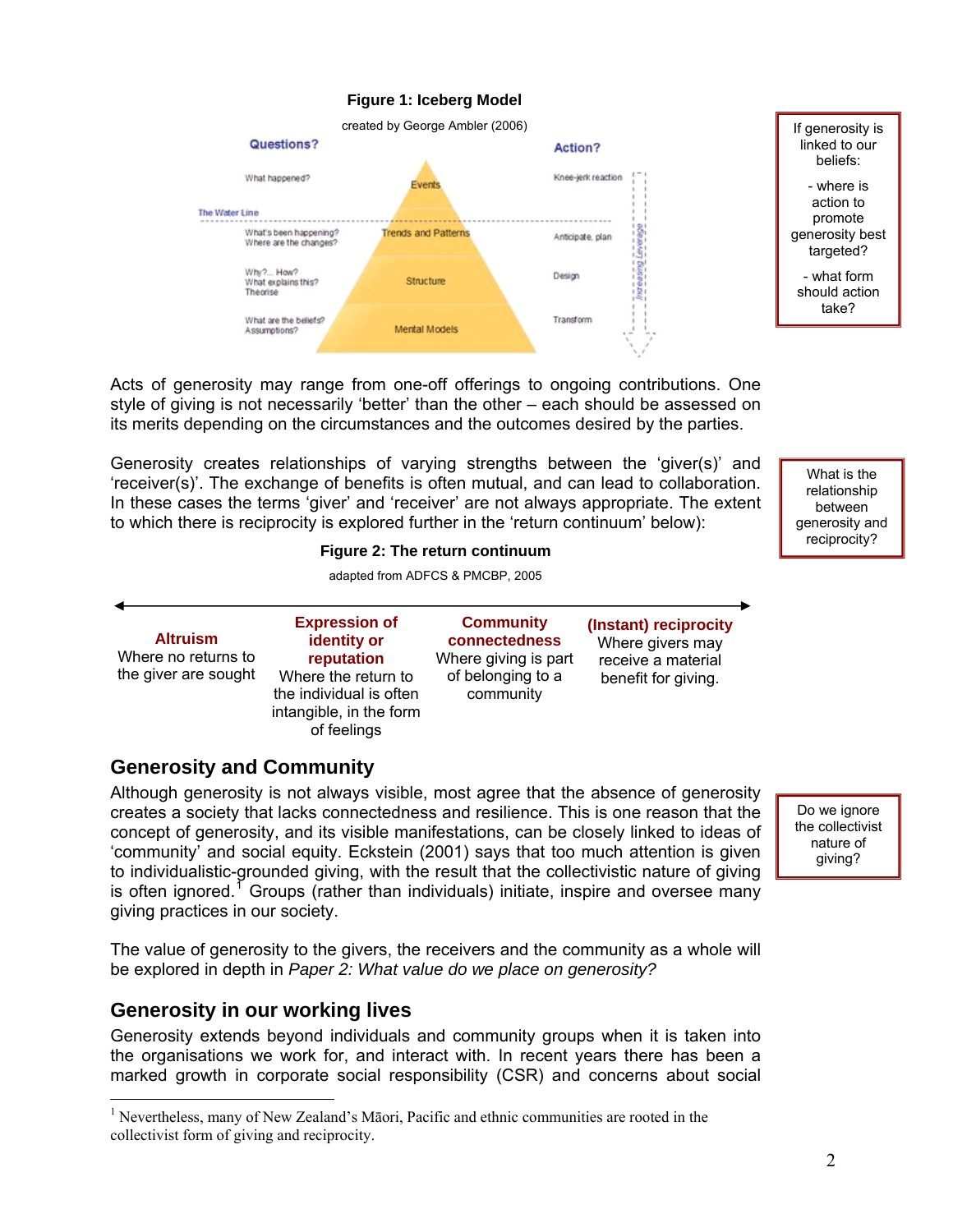**Figure 1: Iceberg Model**

created by George Ambler (2006)

| Questions? | | Action? |
| --- | --- | --- |
| What happened? | Events | Knee-jerk reaction |
| *The Water Line* | | |
| What's been happening? Where are the changes? | Trends and Patterns | Anticipate, plan |
| Why?... How? What explains this? Theorise | Structure | Design |
| What are the beliefs? Assumptions? | Mental Models | Transform |

Increasing Leverage

> If generosity is linked to our beliefs:
> - where is action to promote generosity best targeted?
> - what form should action take?

Acts of generosity may range from one-off offerings to ongoing contributions. One style of giving is not necessarily 'better' than the other – each should be assessed on its merits depending on the circumstances and the outcomes desired by the parties.

Generosity creates relationships of varying strengths between the 'giver(s)' and 'receiver(s)'. The exchange of benefits is often mutual, and can lead to collaboration. In these cases the terms 'giver' and 'receiver' are not always appropriate. The extent to which there is reciprocity is explored further in the 'return continuum' below):

> What is the relationship between generosity and reciprocity?

**Figure 2: The return continuum**

adapted from ADFCS & PMCBP, 2005

| **Altruism** | **Expression of identity or reputation** | **Community connectedness** | **(Instant) reciprocity** |
| --- | --- | --- | --- |
| Where no returns to the giver are sought | Where the return to the individual is often intangible, in the form of feelings | Where giving is part of belonging to a community | Where givers may receive a material benefit for giving. |

## Generosity and Community

Although generosity is not always visible, most agree that the absence of generosity creates a society that lacks connectedness and resilience. This is one reason that the concept of generosity, and its visible manifestations, can be closely linked to ideas of 'community' and social equity. Eckstein (2001) says that too much attention is given to individualistic-grounded giving, with the result that the collectivistic nature of giving is often ignored.[1] Groups (rather than individuals) initiate, inspire and oversee many giving practices in our society.

> Do we ignore the collectivist nature of giving?

The value of generosity to the givers, the receivers and the community as a whole will be explored in depth in *Paper 2: What value do we place on generosity?*

## Generosity in our working lives

Generosity extends beyond individuals and community groups when it is taken into the organisations we work for, and interact with. In recent years there has been a marked growth in corporate social responsibility (CSR) and concerns about social

[1] Nevertheless, many of New Zealand's Māori, Pacific and ethnic communities are rooted in the collectivist form of giving and reciprocity.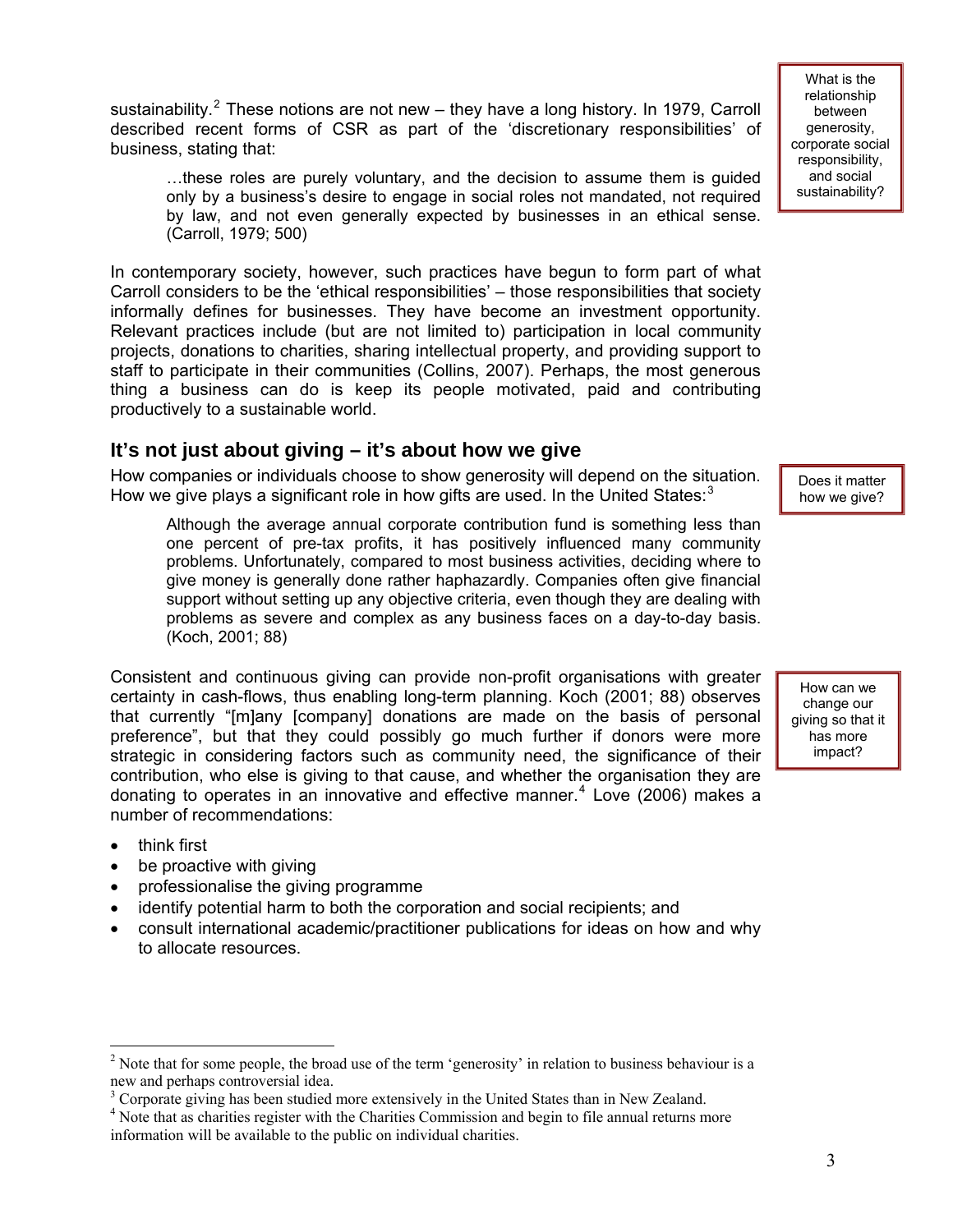sustainability.[2] These notions are not new – they have a long history. In 1979, Carroll described recent forms of CSR as part of the 'discretionary responsibilities' of business, stating that:

> …these roles are purely voluntary, and the decision to assume them is guided only by a business's desire to engage in social roles not mandated, not required by law, and not even generally expected by businesses in an ethical sense. (Carroll, 1979; 500)

What is the relationship between generosity, corporate social responsibility, and social sustainability?

In contemporary society, however, such practices have begun to form part of what Carroll considers to be the 'ethical responsibilities' – those responsibilities that society informally defines for businesses. They have become an investment opportunity. Relevant practices include (but are not limited to) participation in local community projects, donations to charities, sharing intellectual property, and providing support to staff to participate in their communities (Collins, 2007). Perhaps, the most generous thing a business can do is keep its people motivated, paid and contributing productively to a sustainable world.

## It's not just about giving – it's about how we give

Does it matter how we give?

How companies or individuals choose to show generosity will depend on the situation. How we give plays a significant role in how gifts are used. In the United States:[3]

> Although the average annual corporate contribution fund is something less than one percent of pre-tax profits, it has positively influenced many community problems. Unfortunately, compared to most business activities, deciding where to give money is generally done rather haphazardly. Companies often give financial support without setting up any objective criteria, even though they are dealing with problems as severe and complex as any business faces on a day-to-day basis. (Koch, 2001; 88)

How can we change our giving so that it has more impact?

Consistent and continuous giving can provide non-profit organisations with greater certainty in cash-flows, thus enabling long-term planning. Koch (2001; 88) observes that currently "[m]any [company] donations are made on the basis of personal preference", but that they could possibly go much further if donors were more strategic in considering factors such as community need, the significance of their contribution, who else is giving to that cause, and whether the organisation they are donating to operates in an innovative and effective manner.[4] Love (2006) makes a number of recommendations:

- think first
- be proactive with giving
- professionalise the giving programme
- identify potential harm to both the corporation and social recipients; and
- consult international academic/practitioner publications for ideas on how and why to allocate resources.

---

[2] Note that for some people, the broad use of the term 'generosity' in relation to business behaviour is a new and perhaps controversial idea.

[3] Corporate giving has been studied more extensively in the United States than in New Zealand.

[4] Note that as charities register with the Charities Commission and begin to file annual returns more information will be available to the public on individual charities.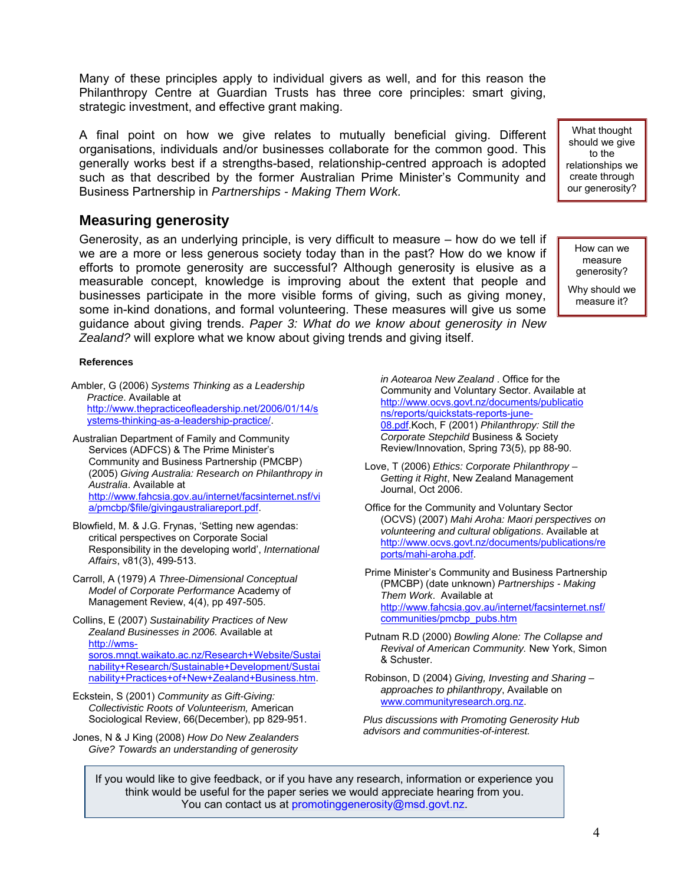Many of these principles apply to individual givers as well, and for this reason the Philanthropy Centre at Guardian Trusts has three core principles: smart giving, strategic investment, and effective grant making.

A final point on how we give relates to mutually beneficial giving. Different organisations, individuals and/or businesses collaborate for the common good. This generally works best if a strengths-based, relationship-centred approach is adopted such as that described by the former Australian Prime Minister's Community and Business Partnership in *Partnerships - Making Them Work.*

> What thought should we give to the relationships we create through our generosity?

## Measuring generosity

Generosity, as an underlying principle, is very difficult to measure – how do we tell if we are a more or less generous society today than in the past? How do we know if efforts to promote generosity are successful? Although generosity is elusive as a measurable concept, knowledge is improving about the extent that people and businesses participate in the more visible forms of giving, such as giving money, some in-kind donations, and formal volunteering. These measures will give us some guidance about giving trends. *Paper 3: What do we know about generosity in New Zealand?* will explore what we know about giving trends and giving itself.

> How can we measure generosity?
>
> Why should we measure it?

**References**

Ambler, G (2006) *Systems Thinking as a Leadership Practice*. Available at http://www.thepracticeofleadership.net/2006/01/14/systems-thinking-as-a-leadership-practice/.

Australian Department of Family and Community Services (ADFCS) & The Prime Minister's Community and Business Partnership (PMCBP) (2005) *Giving Australia: Research on Philanthropy in Australia*. Available at http://www.fahcsia.gov.au/internet/facsinternet.nsf/via/pmcbp/$file/givingaustraliareport.pdf.

Blowfield, M. & J.G. Frynas, 'Setting new agendas: critical perspectives on Corporate Social Responsibility in the developing world', *International Affairs*, v81(3), 499-513.

Carroll, A (1979) *A Three-Dimensional Conceptual Model of Corporate Performance* Academy of Management Review, 4(4), pp 497-505.

Collins, E (2007) *Sustainability Practices of New Zealand Businesses in 2006.* Available at http://wms-soros.mngt.waikato.ac.nz/Research+Website/Sustainability+Research/Sustainable+Development/Sustainability+Practices+of+New+Zealand+Business.htm.

Eckstein, S (2001) *Community as Gift-Giving: Collectivistic Roots of Volunteerism,* American Sociological Review, 66(December), pp 829-951.

Jones, N & J King (2008) *How Do New Zealanders Give? Towards an understanding of generosity in Aotearoa New Zealand* . Office for the Community and Voluntary Sector. Available at http://www.ocvs.govt.nz/documents/publications/reports/quickstats-reports-june-08.pdf.

Koch, F (2001) *Philanthropy: Still the Corporate Stepchild* Business & Society Review/Innovation, Spring 73(5), pp 88-90.

Love, T (2006) *Ethics: Corporate Philanthropy – Getting it Right*, New Zealand Management Journal, Oct 2006.

Office for the Community and Voluntary Sector (OCVS) (2007) *Mahi Aroha: Maori perspectives on volunteering and cultural obligations*. Available at http://www.ocvs.govt.nz/documents/publications/reports/mahi-aroha.pdf.

Prime Minister's Community and Business Partnership (PMCBP) (date unknown) *Partnerships - Making Them Work*. Available at http://www.fahcsia.gov.au/internet/facsinternet.nsf/communities/pmcbp_pubs.htm

Putnam R.D (2000) *Bowling Alone: The Collapse and Revival of American Community.* New York, Simon & Schuster.

Robinson, D (2004) *Giving, Investing and Sharing – approaches to philanthropy*, Available on www.communityresearch.org.nz.

*Plus discussions with Promoting Generosity Hub advisors and communities-of-interest.*

> If you would like to give feedback, or if you have any research, information or experience you think would be useful for the paper series we would appreciate hearing from you.
> You can contact us at promotinggenerosity@msd.govt.nz.